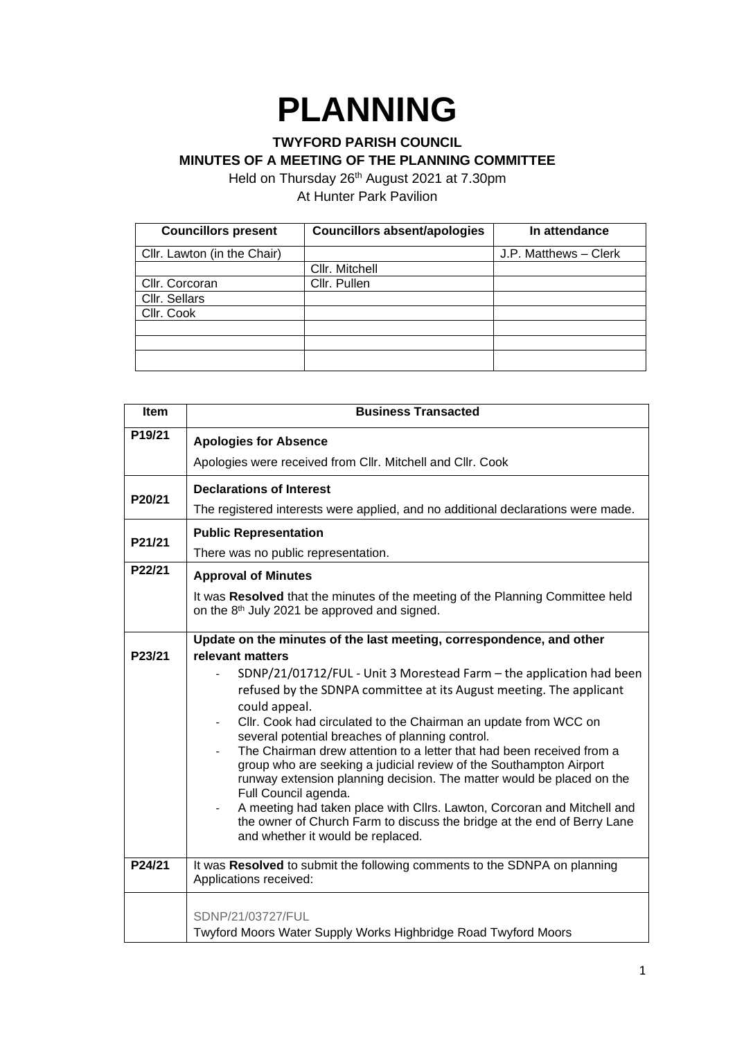# PLANNING

**TWYFORD PARISH COUNCIL**

**MINUTES OF A MEETING OF THE PLANNING COMMITTEE**

Held on Thursday 26th August 2021 at 7.30pm

At Hunter Park Pavilion

| Councillors present | Councillors absent/apologies | In attendance |
|---|---|---|
| Cllr. Lawton (in the Chair) | | J.P. Matthews – Clerk |
| | Cllr. Mitchell | |
| Cllr. Corcoran | Cllr. Pullen | |
| Cllr. Sellars | | |
| Cllr. Cook | | |
| | | |
| | | |
| | | |

| Item | Business Transacted |
|---|---|
| P19/21 | **Apologies for Absence**<br>Apologies were received from Cllr. Mitchell and Cllr. Cook |
| P20/21 | **Declarations of Interest**<br>The registered interests were applied, and no additional declarations were made. |
| P21/21 | **Public Representation**<br>There was no public representation. |
| P22/21 | **Approval of Minutes**<br>It was **Resolved** that the minutes of the meeting of the Planning Committee held on the 8th July 2021 be approved and signed. |
| P23/21 | **Update on the minutes of the last meeting, correspondence, and other relevant matters**<br>- SDNP/21/01712/FUL - Unit 3 Morestead Farm – the application had been refused by the SDNPA committee at its August meeting. The applicant could appeal.<br>- Cllr. Cook had circulated to the Chairman an update from WCC on several potential breaches of planning control.<br>- The Chairman drew attention to a letter that had been received from a group who are seeking a judicial review of the Southampton Airport runway extension planning decision. The matter would be placed on the Full Council agenda.<br>- A meeting had taken place with Cllrs. Lawton, Corcoran and Mitchell and the owner of Church Farm to discuss the bridge at the end of Berry Lane and whether it would be replaced. |
| P24/21 | It was **Resolved** to submit the following comments to the SDNPA on planning Applications received: |
| | SDNP/21/03727/FUL<br>Twyford Moors Water Supply Works Highbridge Road Twyford Moors |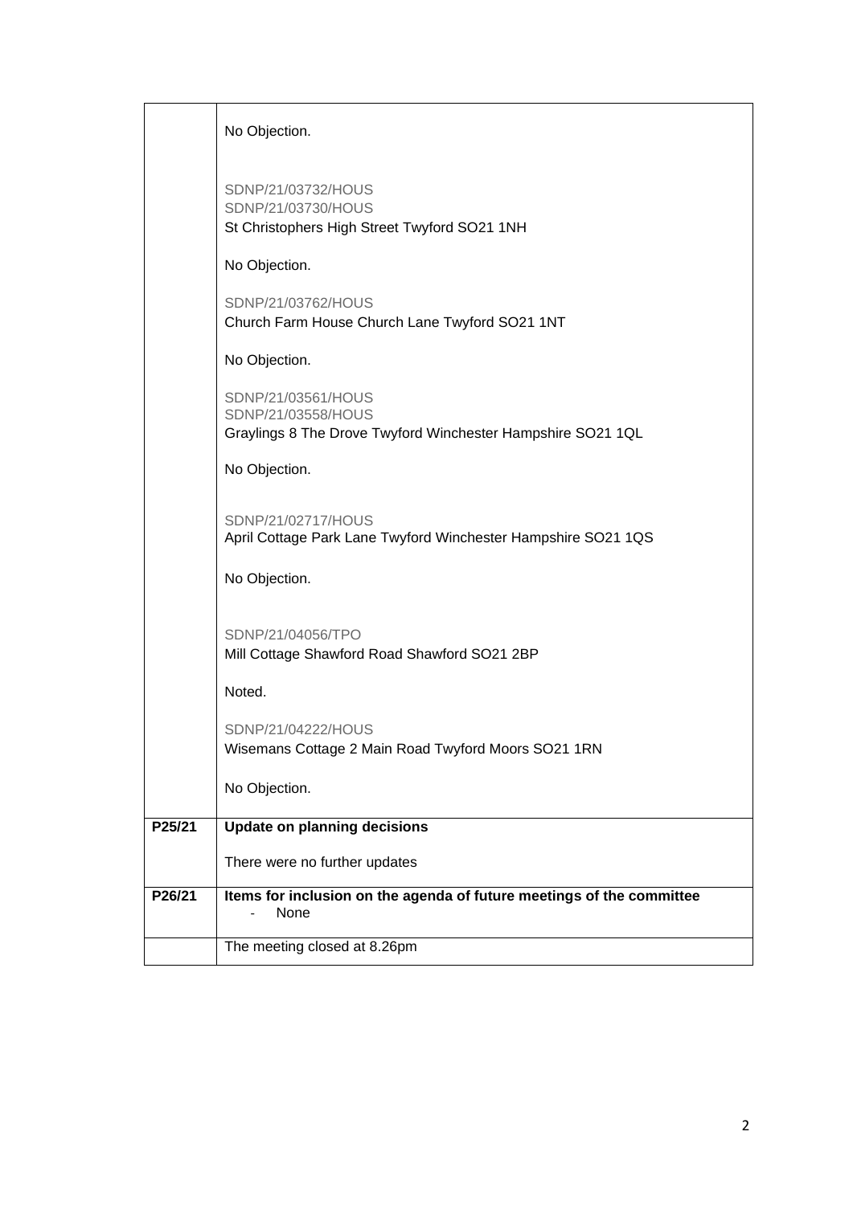| | |
|---|---|
| | No Objection.<br><br>SDNP/21/03732/HOUS<br>SDNP/21/03730/HOUS<br>St Christophers High Street Twyford SO21 1NH<br><br>No Objection.<br><br>SDNP/21/03762/HOUS<br>Church Farm House Church Lane Twyford SO21 1NT<br><br>No Objection.<br><br>SDNP/21/03561/HOUS<br>SDNP/21/03558/HOUS<br>Graylings 8 The Drove Twyford Winchester Hampshire SO21 1QL<br><br>No Objection.<br><br>SDNP/21/02717/HOUS<br>April Cottage Park Lane Twyford Winchester Hampshire SO21 1QS<br><br>No Objection.<br><br>SDNP/21/04056/TPO<br>Mill Cottage Shawford Road Shawford SO21 2BP<br><br>Noted.<br><br>SDNP/21/04222/HOUS<br>Wisemans Cottage 2 Main Road Twyford Moors SO21 1RN<br><br>No Objection. |
| **P25/21** | **Update on planning decisions**<br><br>There were no further updates |
| **P26/21** | **Items for inclusion on the agenda of future meetings of the committee**<br>- None |
| | The meeting closed at 8.26pm |